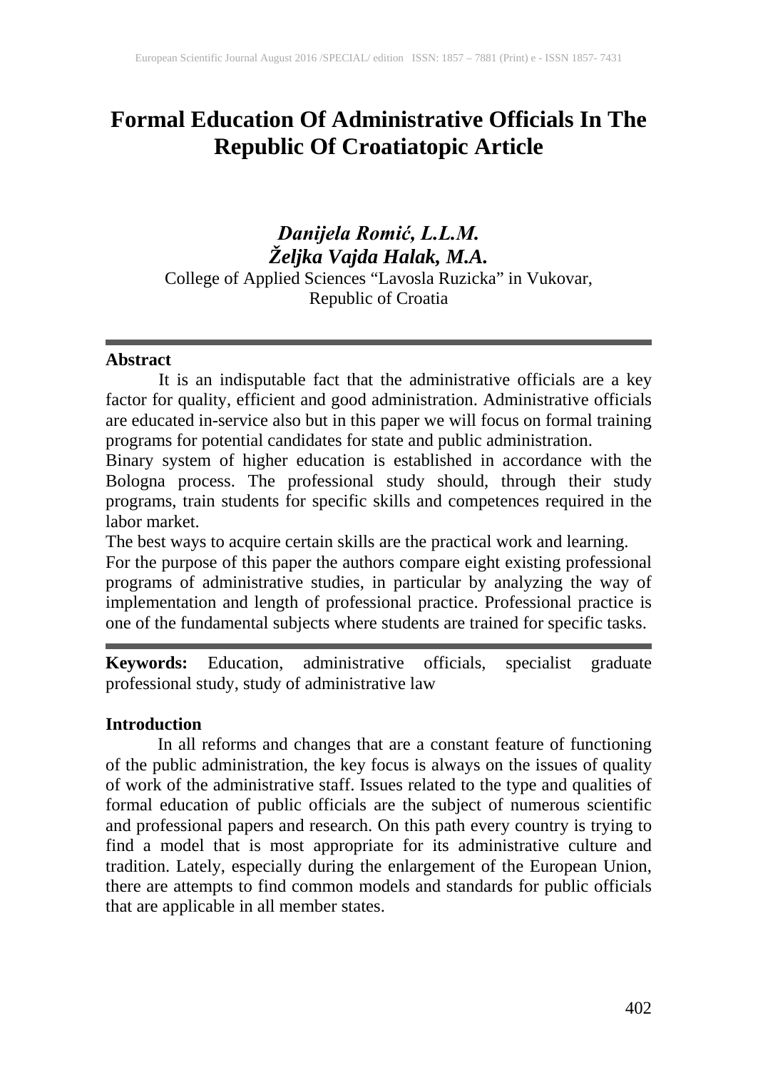# Formal Education Of Administrative Officials In The Republic Of Croatiatopic Article

***Danijela Romić, L.L.M.***
***Željka Vajda Halak, M.A.***
College of Applied Sciences "Lavosla Ruzicka" in Vukovar, Republic of Croatia

## Abstract

It is an indisputable fact that the administrative officials are a key factor for quality, efficient and good administration. Administrative officials are educated in-service also but in this paper we will focus on formal training programs for potential candidates for state and public administration.

Binary system of higher education is established in accordance with the Bologna process. The professional study should, through their study programs, train students for specific skills and competences required in the labor market.

The best ways to acquire certain skills are the practical work and learning.

For the purpose of this paper the authors compare eight existing professional programs of administrative studies, in particular by analyzing the way of implementation and length of professional practice. Professional practice is one of the fundamental subjects where students are trained for specific tasks.

**Keywords:** Education, administrative officials, specialist graduate professional study, study of administrative law

## Introduction

In all reforms and changes that are a constant feature of functioning of the public administration, the key focus is always on the issues of quality of work of the administrative staff. Issues related to the type and qualities of formal education of public officials are the subject of numerous scientific and professional papers and research. On this path every country is trying to find a model that is most appropriate for its administrative culture and tradition. Lately, especially during the enlargement of the European Union, there are attempts to find common models and standards for public officials that are applicable in all member states.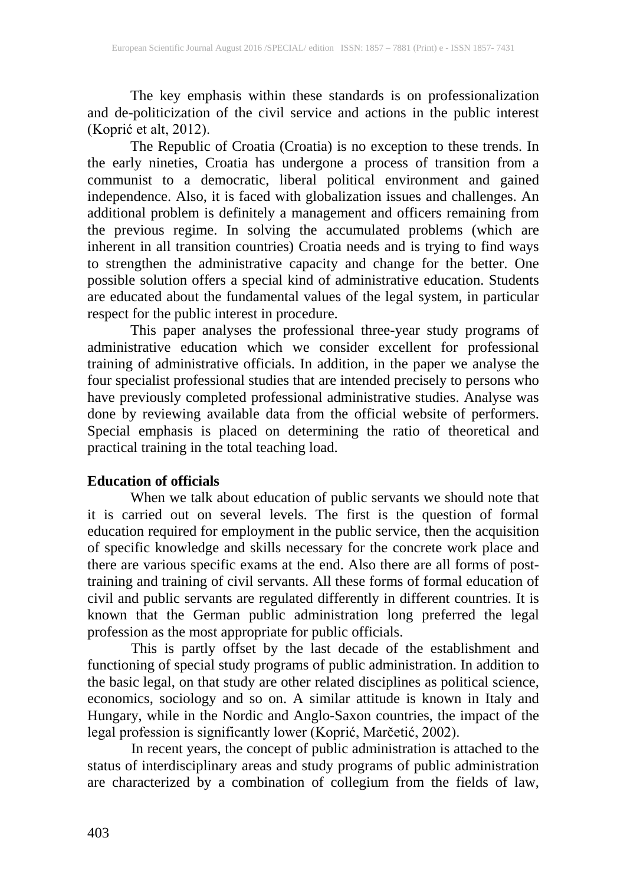The key emphasis within these standards is on professionalization and de-politicizication of the civil service and actions in the public interest (Koprić et alt, 2012).

The Republic of Croatia (Croatia) is no exception to these trends. In the early nineties, Croatia has undergone a process of transition from a communist to a democratic, liberal political environment and gained independence. Also, it is faced with globalization issues and challenges. An additional problem is definitely a management and officers remaining from the previous regime. In solving the accumulated problems (which are inherent in all transition countries) Croatia needs and is trying to find ways to strengthen the administrative capacity and change for the better. One possible solution offers a special kind of administrative education. Students are educated about the fundamental values of the legal system, in particular respect for the public interest in procedure.

This paper analyses the professional three-year study programs of administrative education which we consider excellent for professional training of administrative officials. In addition, in the paper we analyse the four specialist professional studies that are intended precisely to persons who have previously completed professional administrative studies. Analyse was done by reviewing available data from the official website of performers. Special emphasis is placed on determining the ratio of theoretical and practical training in the total teaching load.

**Education of officials**

When we talk about education of public servants we should note that it is carried out on several levels. The first is the question of formal education required for employment in the public service, then the acquisition of specific knowledge and skills necessary for the concrete work place and there are various specific exams at the end. Also there are all forms of post-training and training of civil servants. All these forms of formal education of civil and public servants are regulated differently in different countries. It is known that the German public administration long preferred the legal profession as the most appropriate for public officials.

This is partly offset by the last decade of the establishment and functioning of special study programs of public administration. In addition to the basic legal, on that study are other related disciplines as political science, economics, sociology and so on. A similar attitude is known in Italy and Hungary, while in the Nordic and Anglo-Saxon countries, the impact of the legal profession is significantly lower (Koprić, Marčetić, 2002).

In recent years, the concept of public administration is attached to the status of interdisciplinary areas and study programs of public administration are characterized by a combination of collegium from the fields of law,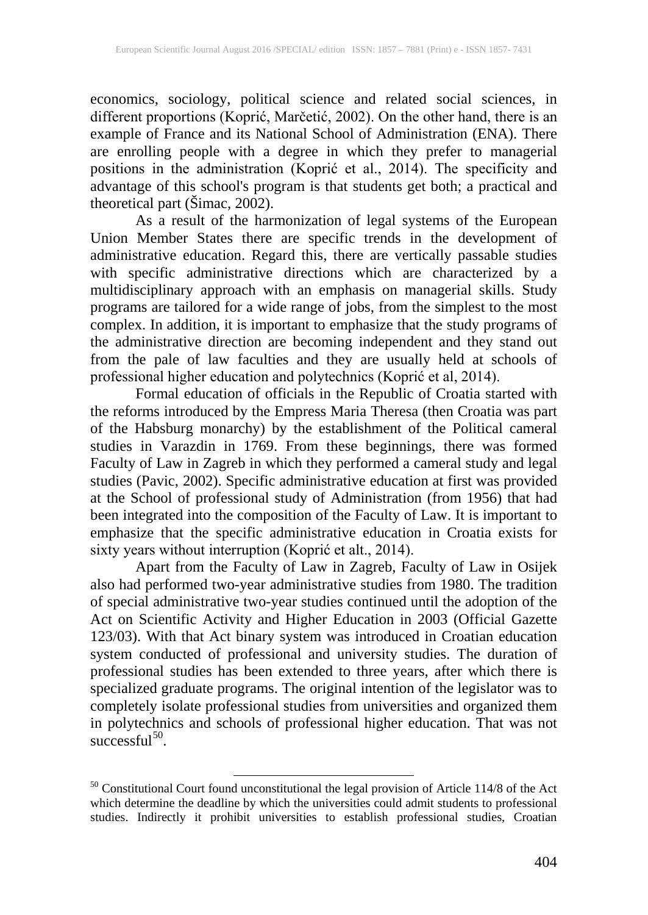economics, sociology, political science and related social sciences, in different proportions (Koprić, Marčetić, 2002). On the other hand, there is an example of France and its National School of Administration (ENA). There are enrolling people with a degree in which they prefer to managerial positions in the administration (Koprić et al., 2014). The specificity and advantage of this school's program is that students get both; a practical and theoretical part (Šimac, 2002).

As a result of the harmonization of legal systems of the European Union Member States there are specific trends in the development of administrative education. Regard this, there are vertically passable studies with specific administrative directions which are characterized by a multidisciplinary approach with an emphasis on managerial skills. Study programs are tailored for a wide range of jobs, from the simplest to the most complex. In addition, it is important to emphasize that the study programs of the administrative direction are becoming independent and they stand out from the pale of law faculties and they are usually held at schools of professional higher education and polytechnics (Koprić et al, 2014).

Formal education of officials in the Republic of Croatia started with the reforms introduced by the Empress Maria Theresa (then Croatia was part of the Habsburg monarchy) by the establishment of the Political cameral studies in Varazdin in 1769. From these beginnings, there was formed Faculty of Law in Zagreb in which they performed a cameral study and legal studies (Pavic, 2002). Specific administrative education at first was provided at the School of professional study of Administration (from 1956) that had been integrated into the composition of the Faculty of Law. It is important to emphasize that the specific administrative education in Croatia exists for sixty years without interruption (Koprić et alt., 2014).

Apart from the Faculty of Law in Zagreb, Faculty of Law in Osijek also had performed two-year administrative studies from 1980. The tradition of special administrative two-year studies continued until the adoption of the Act on Scientific Activity and Higher Education in 2003 (Official Gazette 123/03). With that Act binary system was introduced in Croatian education system conducted of professional and university studies. The duration of professional studies has been extended to three years, after which there is specialized graduate programs. The original intention of the legislator was to completely isolate professional studies from universities and organized them in polytechnics and schools of professional higher education. That was not successful[50].

---

[50] Constitutional Court found unconstitutional the legal provision of Article 114/8 of the Act which determine the deadline by which the universities could admit students to professional studies. Indirectly it prohibit universities to establish professional studies, Croatian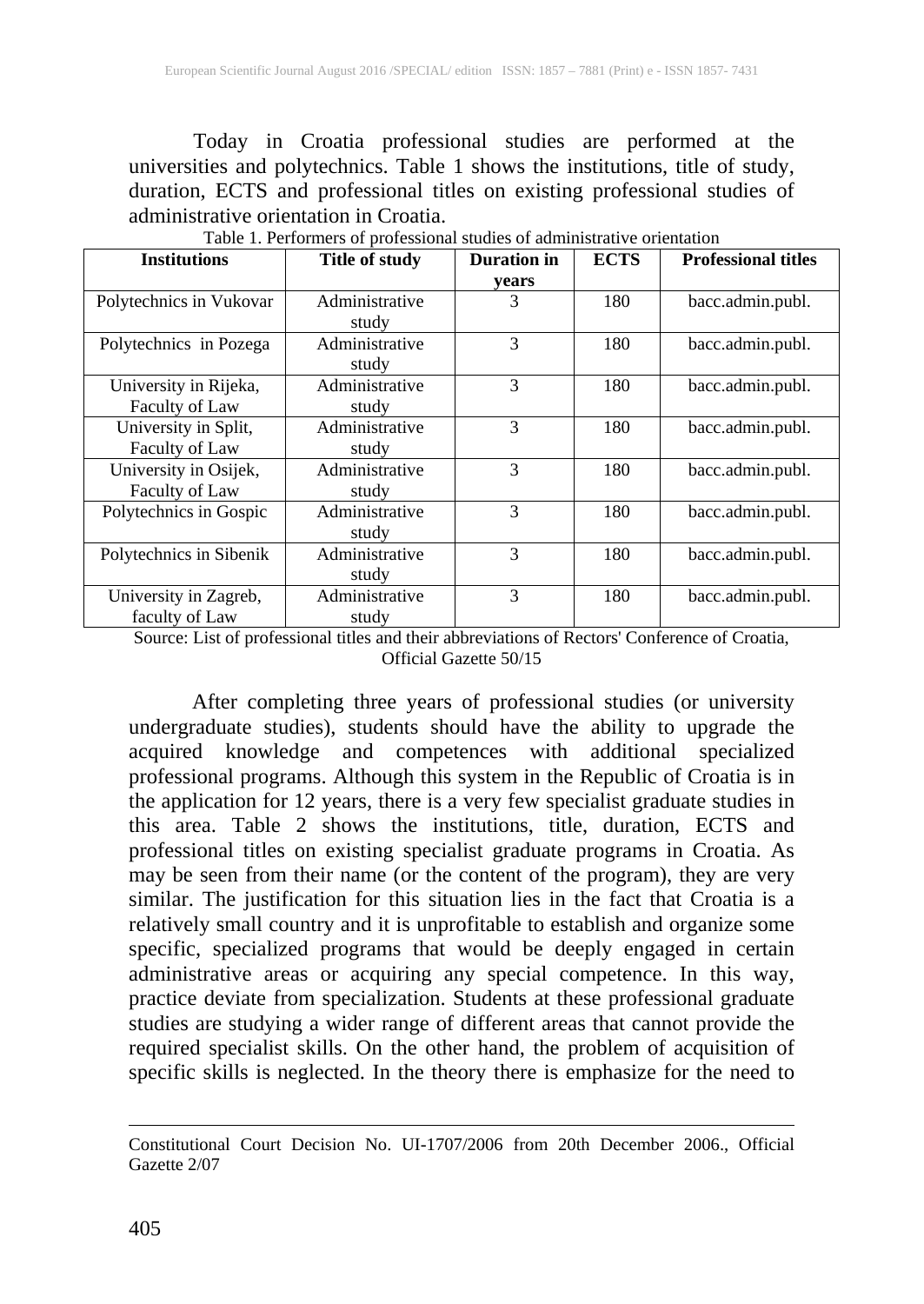Today in Croatia professional studies are performed at the universities and polytechnics. Table 1 shows the institutions, title of study, duration, ECTS and professional titles on existing professional studies of administrative orientation in Croatia.

Table 1. Performers of professional studies of administrative orientation

| Institutions | Title of study | Duration in years | ECTS | Professional titles |
|---|---|---|---|---|
| Polytechnics in Vukovar | Administrative study | 3 | 180 | bacc.admin.publ. |
| Polytechnics in Pozega | Administrative study | 3 | 180 | bacc.admin.publ. |
| University in Rijeka, Faculty of Law | Administrative study | 3 | 180 | bacc.admin.publ. |
| University in Split, Faculty of Law | Administrative study | 3 | 180 | bacc.admin.publ. |
| University in Osijek, Faculty of Law | Administrative study | 3 | 180 | bacc.admin.publ. |
| Polytechnics in Gospic | Administrative study | 3 | 180 | bacc.admin.publ. |
| Polytechnics in Sibenik | Administrative study | 3 | 180 | bacc.admin.publ. |
| University in Zagreb, faculty of Law | Administrative study | 3 | 180 | bacc.admin.publ. |

Source: List of professional titles and their abbreviations of Rectors' Conference of Croatia, Official Gazette 50/15

After completing three years of professional studies (or university undergraduate studies), students should have the ability to upgrade the acquired knowledge and competences with additional specialized professional programs. Although this system in the Republic of Croatia is in the application for 12 years, there is a very few specialist graduate studies in this area. Table 2 shows the institutions, title, duration, ECTS and professional titles on existing specialist graduate programs in Croatia. As may be seen from their name (or the content of the program), they are very similar. The justification for this situation lies in the fact that Croatia is a relatively small country and it is unprofitable to establish and organize some specific, specialized programs that would be deeply engaged in certain administrative areas or acquiring any special competence. In this way, practice deviate from specialization. Students at these professional graduate studies are studying a wider range of different areas that cannot provide the required specialist skills. On the other hand, the problem of acquisition of specific skills is neglected. In the theory there is emphasize for the need to

---

Constitutional Court Decision No. UI-1707/2006 from 20th December 2006., Official Gazette 2/07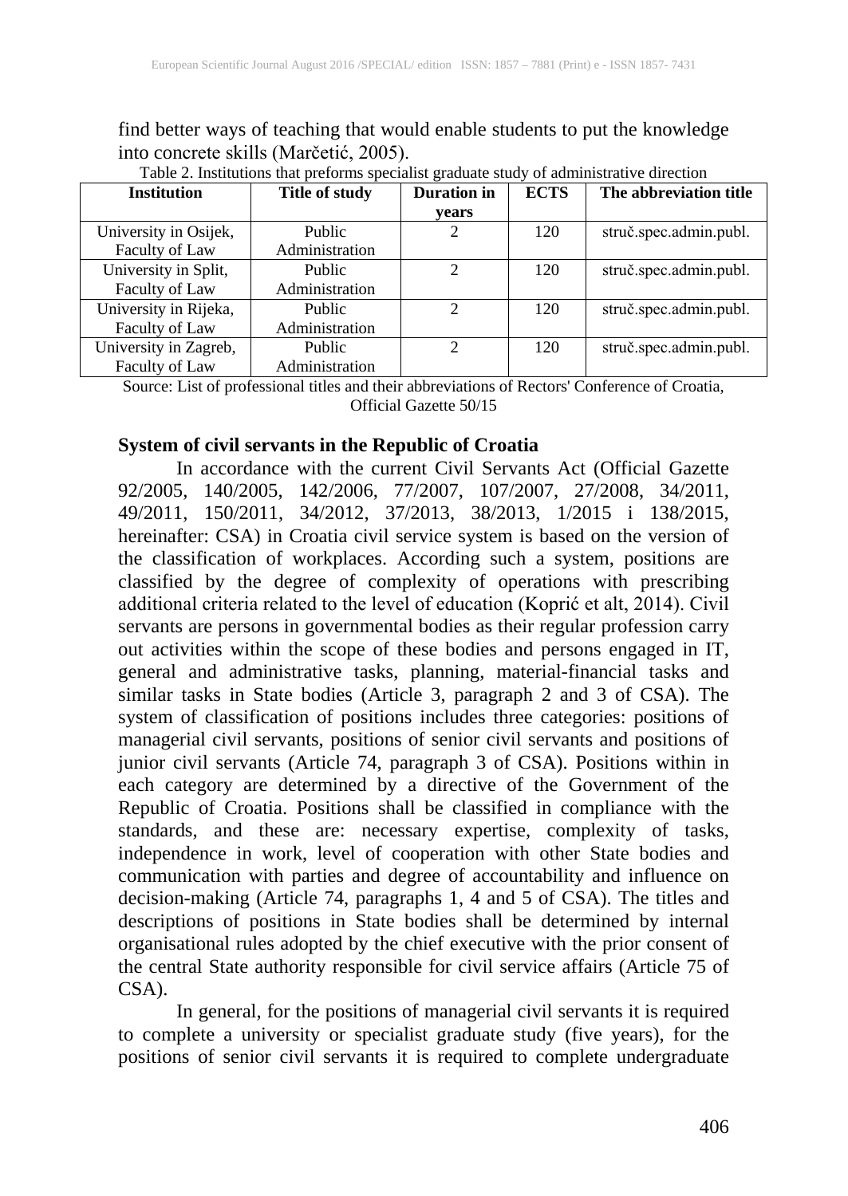find better ways of teaching that would enable students to put the knowledge into concrete skills (Marčetić, 2005).

Table 2. Institutions that preforms specialist graduate study of administrative direction

| Institution | Title of study | Duration in years | ECTS | The abbreviation title |
|---|---|---|---|---|
| University in Osijek, Faculty of Law | Public Administration | 2 | 120 | struč.spec.admin.publ. |
| University in Split, Faculty of Law | Public Administration | 2 | 120 | struč.spec.admin.publ. |
| University in Rijeka, Faculty of Law | Public Administration | 2 | 120 | struč.spec.admin.publ. |
| University in Zagreb, Faculty of Law | Public Administration | 2 | 120 | struč.spec.admin.publ. |

Source: List of professional titles and their abbreviations of Rectors' Conference of Croatia, Official Gazette 50/15

**System of civil servants in the Republic of Croatia**

In accordance with the current Civil Servants Act (Official Gazette 92/2005, 140/2005, 142/2006, 77/2007, 107/2007, 27/2008, 34/2011, 49/2011, 150/2011, 34/2012, 37/2013, 38/2013, 1/2015 i 138/2015, hereinafter: CSA) in Croatia civil service system is based on the version of the classification of workplaces. According such a system, positions are classified by the degree of complexity of operations with prescribing additional criteria related to the level of education (Koprić et alt, 2014). Civil servants are persons in governmental bodies as their regular profession carry out activities within the scope of these bodies and persons engaged in IT, general and administrative tasks, planning, material-financial tasks and similar tasks in State bodies (Article 3, paragraph 2 and 3 of CSA). The system of classification of positions includes three categories: positions of managerial civil servants, positions of senior civil servants and positions of junior civil servants (Article 74, paragraph 3 of CSA). Positions within in each category are determined by a directive of the Government of the Republic of Croatia. Positions shall be classified in compliance with the standards, and these are: necessary expertise, complexity of tasks, independence in work, level of cooperation with other State bodies and communication with parties and degree of accountability and influence on decision-making (Article 74, paragraphs 1, 4 and 5 of CSA). The titles and descriptions of positions in State bodies shall be determined by internal organisational rules adopted by the chief executive with the prior consent of the central State authority responsible for civil service affairs (Article 75 of CSA).

In general, for the positions of managerial civil servants it is required to complete a university or specialist graduate study (five years), for the positions of senior civil servants it is required to complete undergraduate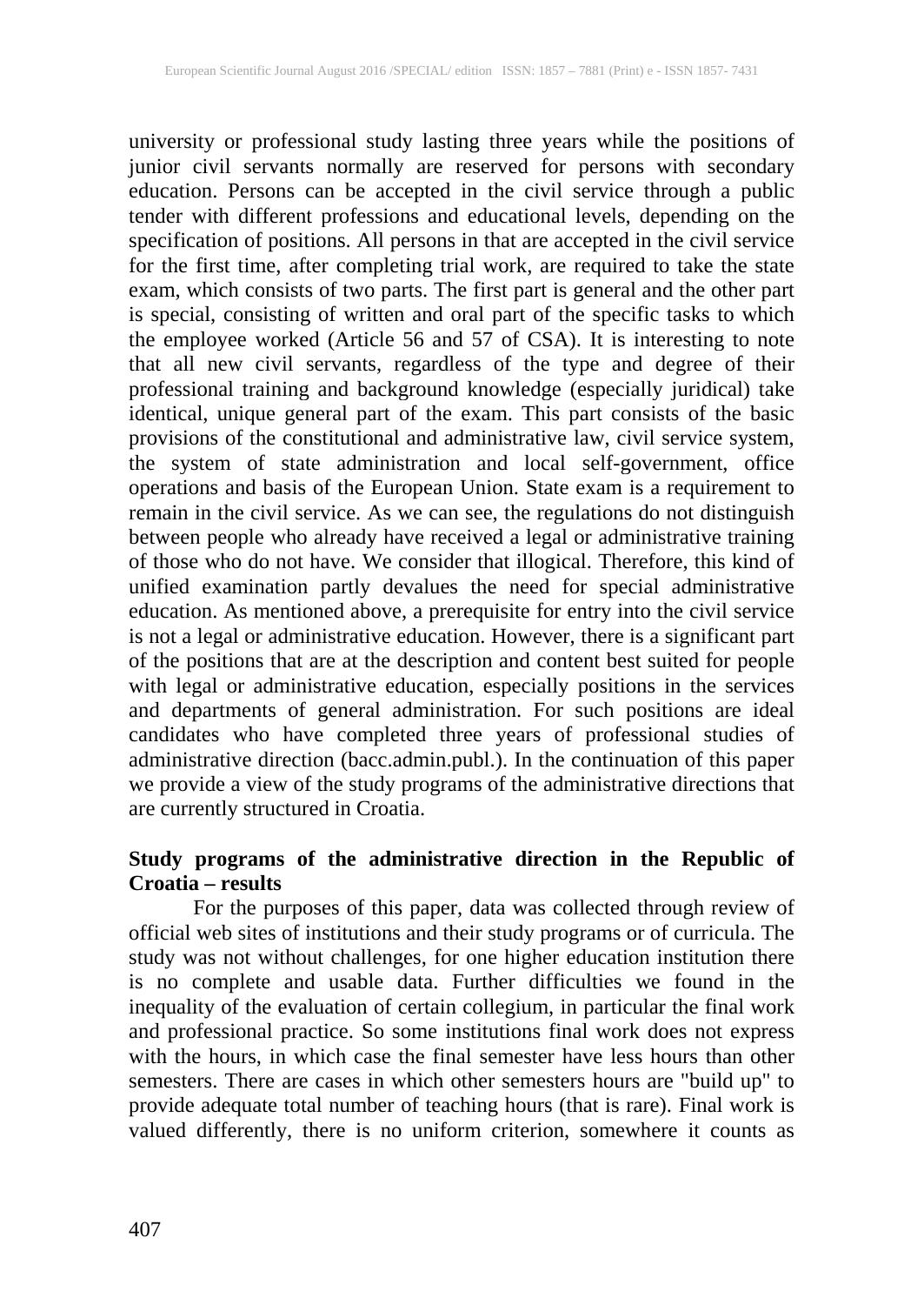university or professional study lasting three years while the positions of junior civil servants normally are reserved for persons with secondary education. Persons can be accepted in the civil service through a public tender with different professions and educational levels, depending on the specification of positions. All persons in that are accepted in the civil service for the first time, after completing trial work, are required to take the state exam, which consists of two parts. The first part is general and the other part is special, consisting of written and oral part of the specific tasks to which the employee worked (Article 56 and 57 of CSA). It is interesting to note that all new civil servants, regardless of the type and degree of their professional training and background knowledge (especially juridical) take identical, unique general part of the exam. This part consists of the basic provisions of the constitutional and administrative law, civil service system, the system of state administration and local self-government, office operations and basis of the European Union. State exam is a requirement to remain in the civil service. As we can see, the regulations do not distinguish between people who already have received a legal or administrative training of those who do not have. We consider that illogical. Therefore, this kind of unified examination partly devalues the need for special administrative education. As mentioned above, a prerequisite for entry into the civil service is not a legal or administrative education. However, there is a significant part of the positions that are at the description and content best suited for people with legal or administrative education, especially positions in the services and departments of general administration. For such positions are ideal candidates who have completed three years of professional studies of administrative direction (bacc.admin.publ.). In the continuation of this paper we provide a view of the study programs of the administrative directions that are currently structured in Croatia.

## Study programs of the administrative direction in the Republic of Croatia – results

For the purposes of this paper, data was collected through review of official web sites of institutions and their study programs or of curricula. The study was not without challenges, for one higher education institution there is no complete and usable data. Further difficulties we found in the inequality of the evaluation of certain collegium, in particular the final work and professional practice. So some institutions final work does not express with the hours, in which case the final semester have less hours than other semesters. There are cases in which other semesters hours are "build up" to provide adequate total number of teaching hours (that is rare). Final work is valued differently, there is no uniform criterion, somewhere it counts as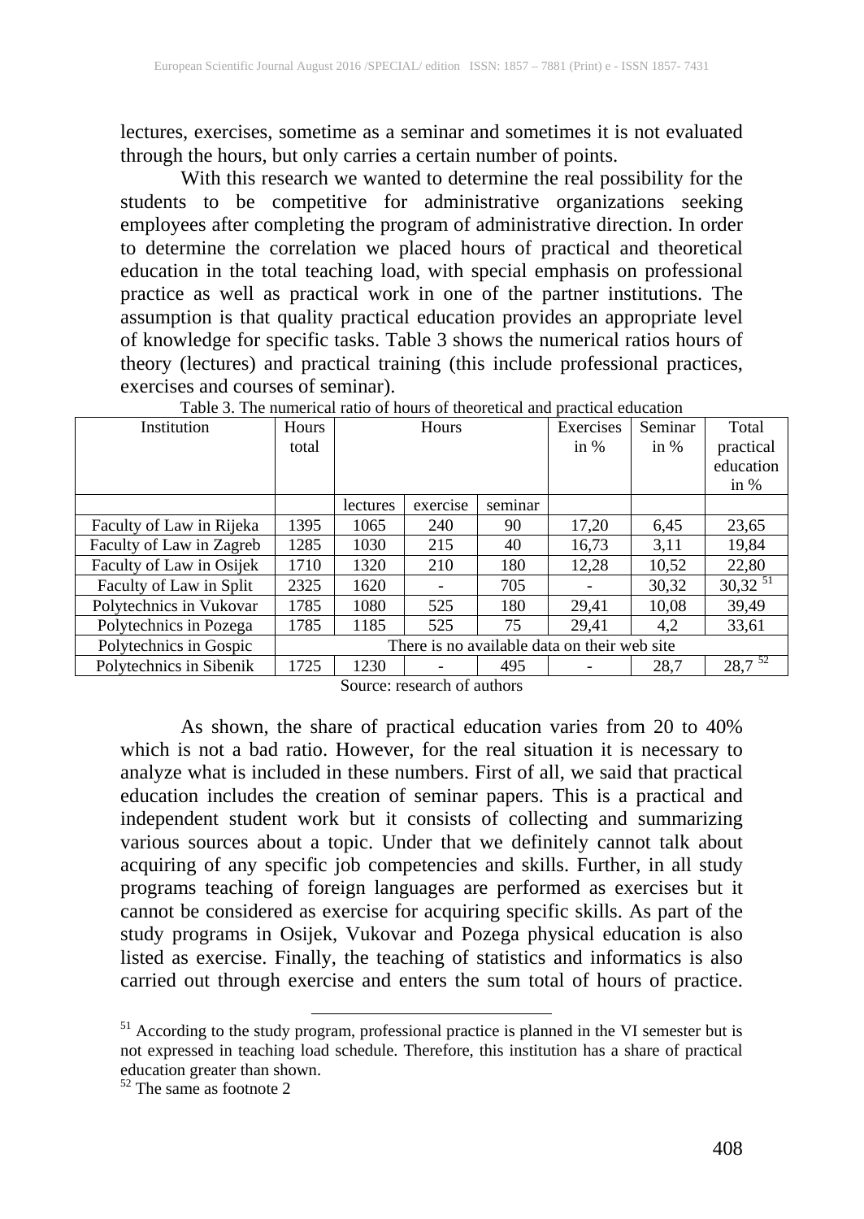lectures, exercises, sometime as a seminar and sometimes it is not evaluated through the hours, but only carries a certain number of points.

With this research we wanted to determine the real possibility for the students to be competitive for administrative organizations seeking employees after completing the program of administrative direction. In order to determine the correlation we placed hours of practical and theoretical education in the total teaching load, with special emphasis on professional practice as well as practical work in one of the partner institutions. The assumption is that quality practical education provides an appropriate level of knowledge for specific tasks. Table 3 shows the numerical ratios hours of theory (lectures) and practical training (this include professional practices, exercises and courses of seminar).

Table 3. The numerical ratio of hours of theoretical and practical education

| Institution | Hours total | Hours | | | Exercises in % | Seminar in % | Total practical education in % |
|---|---|---|---|---|---|---|---|
| | | lectures | exercise | seminar | | | |
| Faculty of Law in Rijeka | 1395 | 1065 | 240 | 90 | 17,20 | 6,45 | 23,65 |
| Faculty of Law in Zagreb | 1285 | 1030 | 215 | 40 | 16,73 | 3,11 | 19,84 |
| Faculty of Law in Osijek | 1710 | 1320 | 210 | 180 | 12,28 | 10,52 | 22,80 |
| Faculty of Law in Split | 2325 | 1620 | - | 705 | - | 30,32 | 30,32 [51] |
| Polytechnics in Vukovar | 1785 | 1080 | 525 | 180 | 29,41 | 10,08 | 39,49 |
| Polytechnics in Pozega | 1785 | 1185 | 525 | 75 | 29,41 | 4,2 | 33,61 |
| Polytechnics in Gospic | There is no available data on their web site | | | | | | |
| Polytechnics in Sibenik | 1725 | 1230 | - | 495 | - | 28,7 | 28,7 [52] |

Source: research of authors

As shown, the share of practical education varies from 20 to 40% which is not a bad ratio. However, for the real situation it is necessary to analyze what is included in these numbers. First of all, we said that practical education includes the creation of seminar papers. This is a practical and independent student work but it consists of collecting and summarizing various sources about a topic. Under that we definitely cannot talk about acquiring of any specific job competencies and skills. Further, in all study programs teaching of foreign languages are performed as exercises but it cannot be considered as exercise for acquiring specific skills. As part of the study programs in Osijek, Vukovar and Pozega physical education is also listed as exercise. Finally, the teaching of statistics and informatics is also carried out through exercise and enters the sum total of hours of practice.

[51] According to the study program, professional practice is planned in the VI semester but is not expressed in teaching load schedule. Therefore, this institution has a share of practical education greater than shown.

[52] The same as footnote 2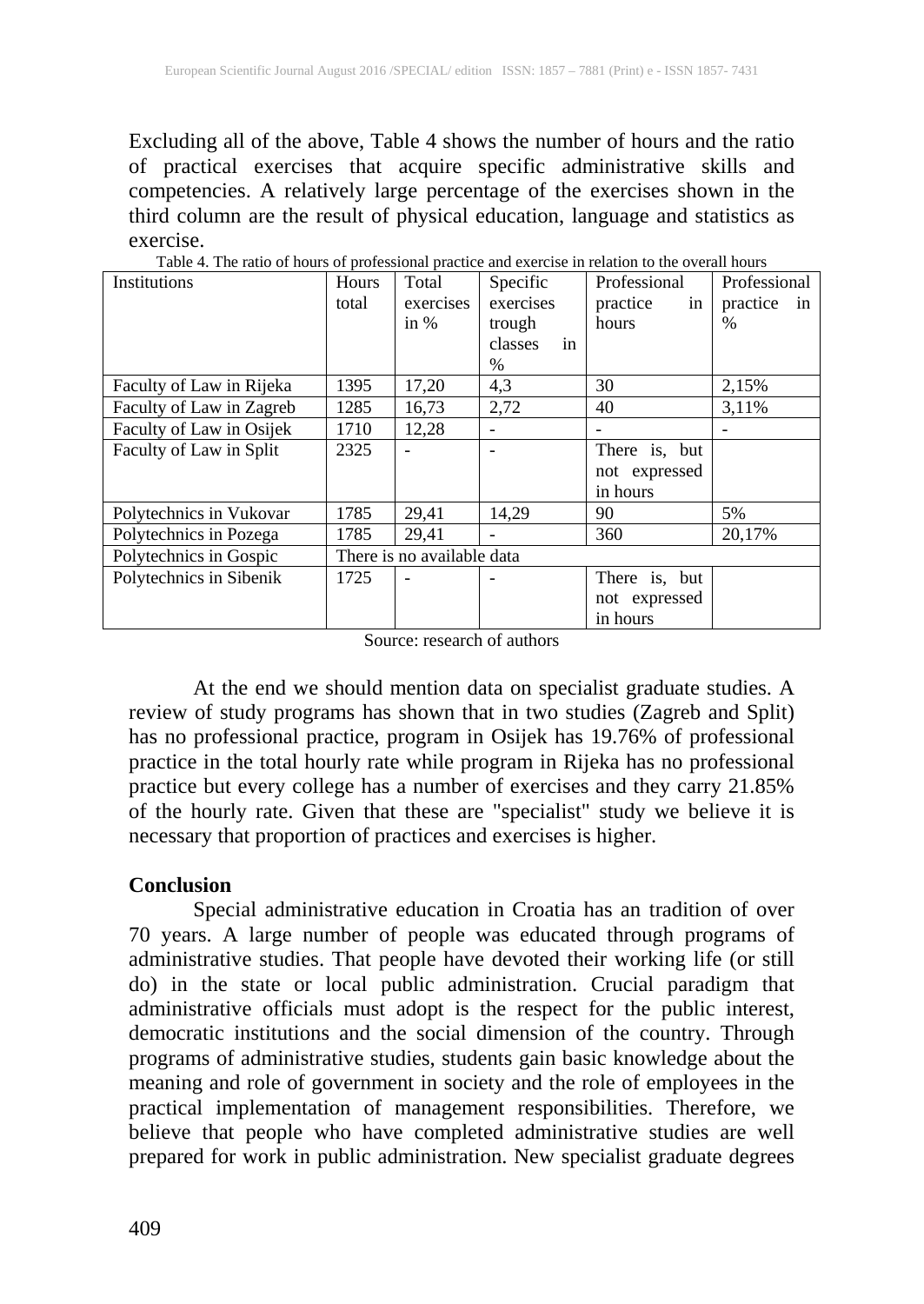Excluding all of the above, Table 4 shows the number of hours and the ratio of practical exercises that acquire specific administrative skills and competencies. A relatively large percentage of the exercises shown in the third column are the result of physical education, language and statistics as exercise.

Table 4. The ratio of hours of professional practice and exercise in relation to the overall hours

| Institutions | Hours total | Total exercises in % | Specific exercises trough classes in % | Professional practice in hours | Professional practice in % |
|---|---|---|---|---|---|
| Faculty of Law in Rijeka | 1395 | 17,20 | 4,3 | 30 | 2,15% |
| Faculty of Law in Zagreb | 1285 | 16,73 | 2,72 | 40 | 3,11% |
| Faculty of Law in Osijek | 1710 | 12,28 | - | - | - |
| Faculty of Law in Split | 2325 | - | - | There is, but not expressed in hours | |
| Polytechnics in Vukovar | 1785 | 29,41 | 14,29 | 90 | 5% |
| Polytechnics in Pozega | 1785 | 29,41 | - | 360 | 20,17% |
| Polytechnics in Gospic | There is no available data | | | | |
| Polytechnics in Sibenik | 1725 | - | - | There is, but not expressed in hours | |

Source: research of authors

At the end we should mention data on specialist graduate studies. A review of study programs has shown that in two studies (Zagreb and Split) has no professional practice, program in Osijek has 19.76% of professional practice in the total hourly rate while program in Rijeka has no professional practice but every college has a number of exercises and they carry 21.85% of the hourly rate. Given that these are "specialist" study we believe it is necessary that proportion of practices and exercises is higher.

## Conclusion

Special administrative education in Croatia has an tradition of over 70 years. A large number of people was educated through programs of administrative studies. That people have devoted their working life (or still do) in the state or local public administration. Crucial paradigm that administrative officials must adopt is the respect for the public interest, democratic institutions and the social dimension of the country. Through programs of administrative studies, students gain basic knowledge about the meaning and role of government in society and the role of employees in the practical implementation of management responsibilities. Therefore, we believe that people who have completed administrative studies are well prepared for work in public administration. New specialist graduate degrees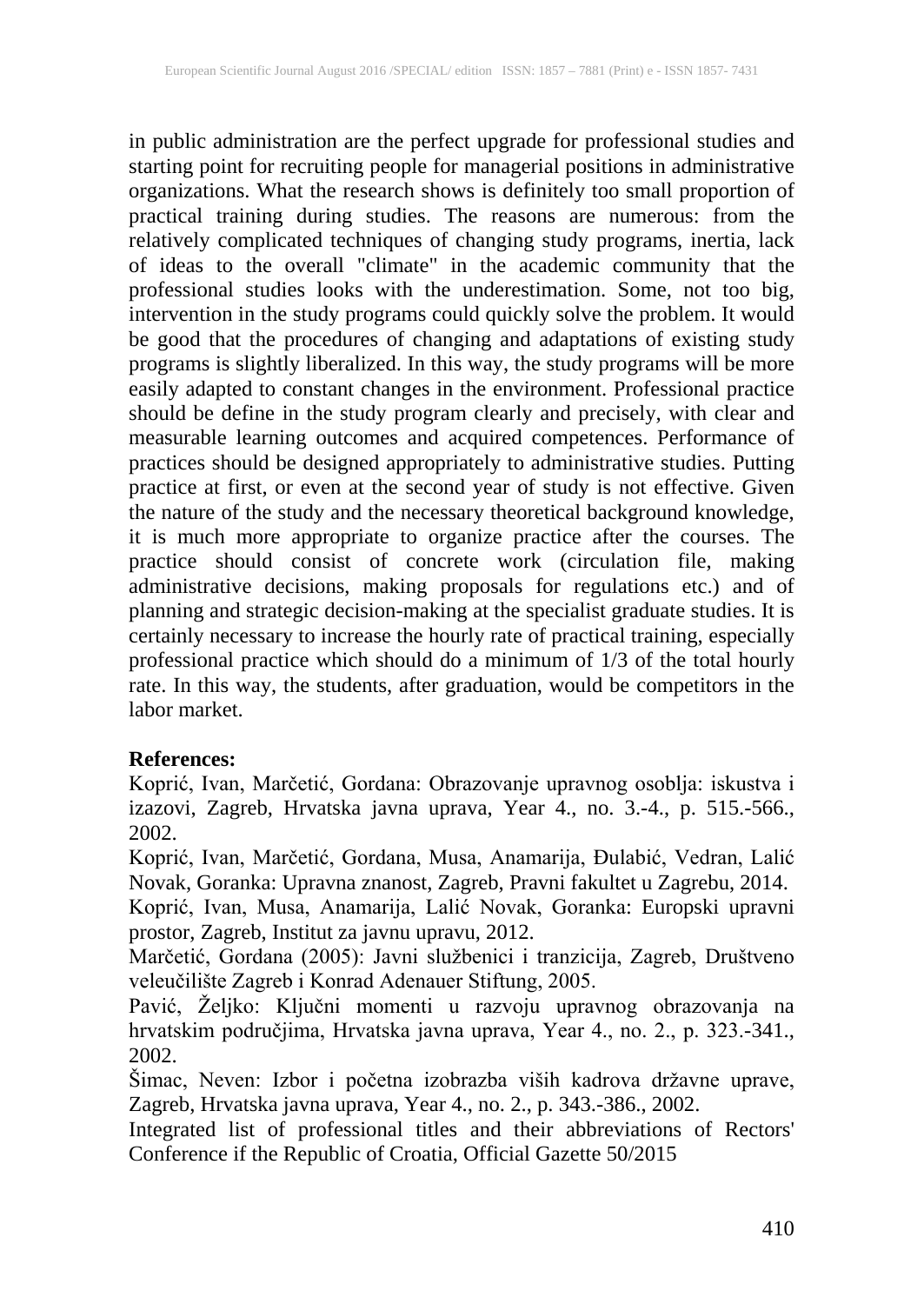in public administration are the perfect upgrade for professional studies and starting point for recruiting people for managerial positions in administrative organizations. What the research shows is definitely too small proportion of practical training during studies. The reasons are numerous: from the relatively complicated techniques of changing study programs, inertia, lack of ideas to the overall "climate" in the academic community that the professional studies looks with the underestimation. Some, not too big, intervention in the study programs could quickly solve the problem. It would be good that the procedures of changing and adaptations of existing study programs is slightly liberalized. In this way, the study programs will be more easily adapted to constant changes in the environment. Professional practice should be define in the study program clearly and precisely, with clear and measurable learning outcomes and acquired competences. Performance of practices should be designed appropriately to administrative studies. Putting practice at first, or even at the second year of study is not effective. Given the nature of the study and the necessary theoretical background knowledge, it is much more appropriate to organize practice after the courses. The practice should consist of concrete work (circulation file, making administrative decisions, making proposals for regulations etc.) and of planning and strategic decision-making at the specialist graduate studies. It is certainly necessary to increase the hourly rate of practical training, especially professional practice which should do a minimum of 1/3 of the total hourly rate. In this way, the students, after graduation, would be competitors in the labor market.

**References:**

Koprić, Ivan, Marčetić, Gordana: Obrazovanje upravnog osoblja: iskustva i izazovi, Zagreb, Hrvatska javna uprava, Year 4., no. 3.-4., p. 515.-566., 2002.

Koprić, Ivan, Marčetić, Gordana, Musa, Anamarija, Đulabić, Vedran, Lalić Novak, Goranka: Upravna znanost, Zagreb, Pravni fakultet u Zagrebu, 2014.

Koprić, Ivan, Musa, Anamarija, Lalić Novak, Goranka: Europski upravni prostor, Zagreb, Institut za javnu upravu, 2012.

Marčetić, Gordana (2005): Javni službenici i tranzicija, Zagreb, Društveno veleučilište Zagreb i Konrad Adenauer Stiftung, 2005.

Pavić, Željko: Ključni momenti u razvoju upravnog obrazovanja na hrvatskim područjima, Hrvatska javna uprava, Year 4., no. 2., p. 323.-341., 2002.

Šimac, Neven: Izbor i početna izobrazba viših kadrova državne uprave, Zagreb, Hrvatska javna uprava, Year 4., no. 2., p. 343.-386., 2002.

Integrated list of professional titles and their abbreviations of Rectors' Conference if the Republic of Croatia, Official Gazette 50/2015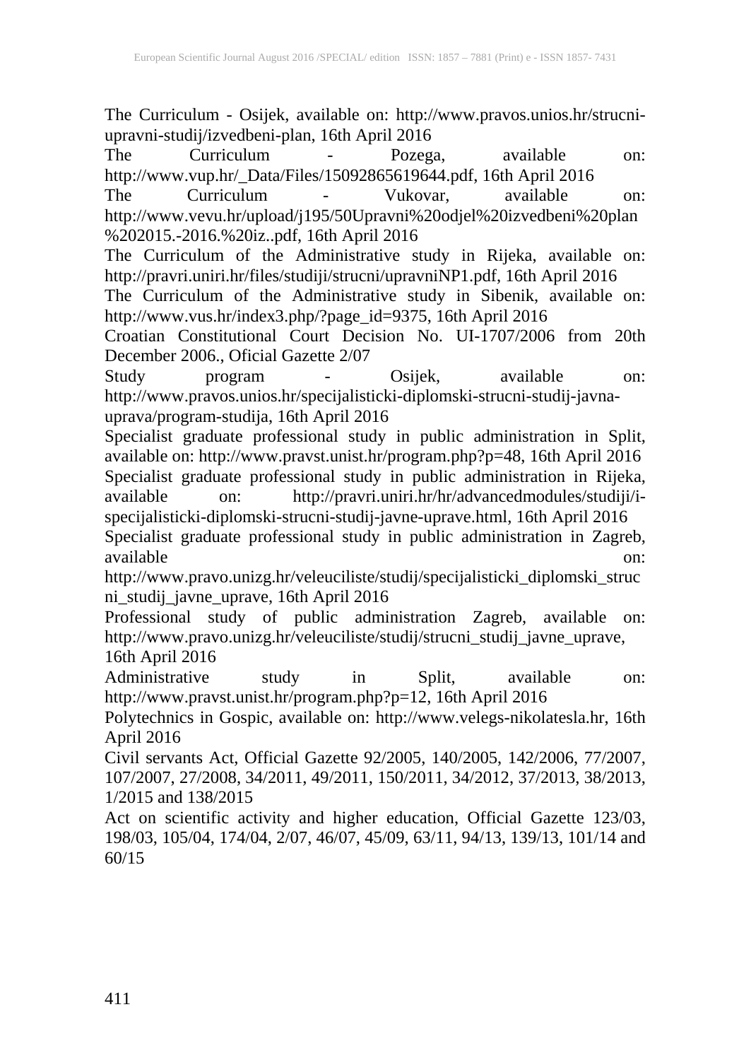The Curriculum - Osijek, available on: http://www.pravos.unios.hr/strucni-upravni-studij/izvedbeni-plan, 16th April 2016

The Curriculum - Pozega, available on: http://www.vup.hr/_Data/Files/15092865619644.pdf, 16th April 2016

The Curriculum - Vukovar, available on: http://www.vevu.hr/upload/j195/50Upravni%20odjel%20izvedbeni%20plan%202015.-2016.%20iz..pdf, 16th April 2016

The Curriculum of the Administrative study in Rijeka, available on: http://pravri.uniri.hr/files/studiji/strucni/upravniNP1.pdf, 16th April 2016

The Curriculum of the Administrative study in Sibenik, available on: http://www.vus.hr/index3.php/?page_id=9375, 16th April 2016

Croatian Constitutional Court Decision No. UI-1707/2006 from 20th December 2006., Oficial Gazette 2/07

Study program - Osijek, available on: http://www.pravos.unios.hr/specijalisticki-diplomski-strucni-studij-javna-uprava/program-studija, 16th April 2016

Specialist graduate professional study in public administration in Split, available on: http://www.pravst.unist.hr/program.php?p=48, 16th April 2016

Specialist graduate professional study in public administration in Rijeka, available on: http://pravri.uniri.hr/hr/advancedmodules/studiji/i-specijalisticki-diplomski-strucni-studij-javne-uprave.html, 16th April 2016

Specialist graduate professional study in public administration in Zagreb, available on: http://www.pravo.unizg.hr/veleuciliste/studij/specijalisticki_diplomski_strucni_studij_javne_uprave, 16th April 2016

Professional study of public administration Zagreb, available on: http://www.pravo.unizg.hr/veleuciliste/studij/strucni_studij_javne_uprave, 16th April 2016

Administrative study in Split, available on: http://www.pravst.unist.hr/program.php?p=12, 16th April 2016

Polytechnics in Gospic, available on: http://www.velegs-nikolatesla.hr, 16th April 2016

Civil servants Act, Official Gazette 92/2005, 140/2005, 142/2006, 77/2007, 107/2007, 27/2008, 34/2011, 49/2011, 150/2011, 34/2012, 37/2013, 38/2013, 1/2015 and 138/2015

Act on scientific activity and higher education, Official Gazette 123/03, 198/03, 105/04, 174/04, 2/07, 46/07, 45/09, 63/11, 94/13, 139/13, 101/14 and 60/15